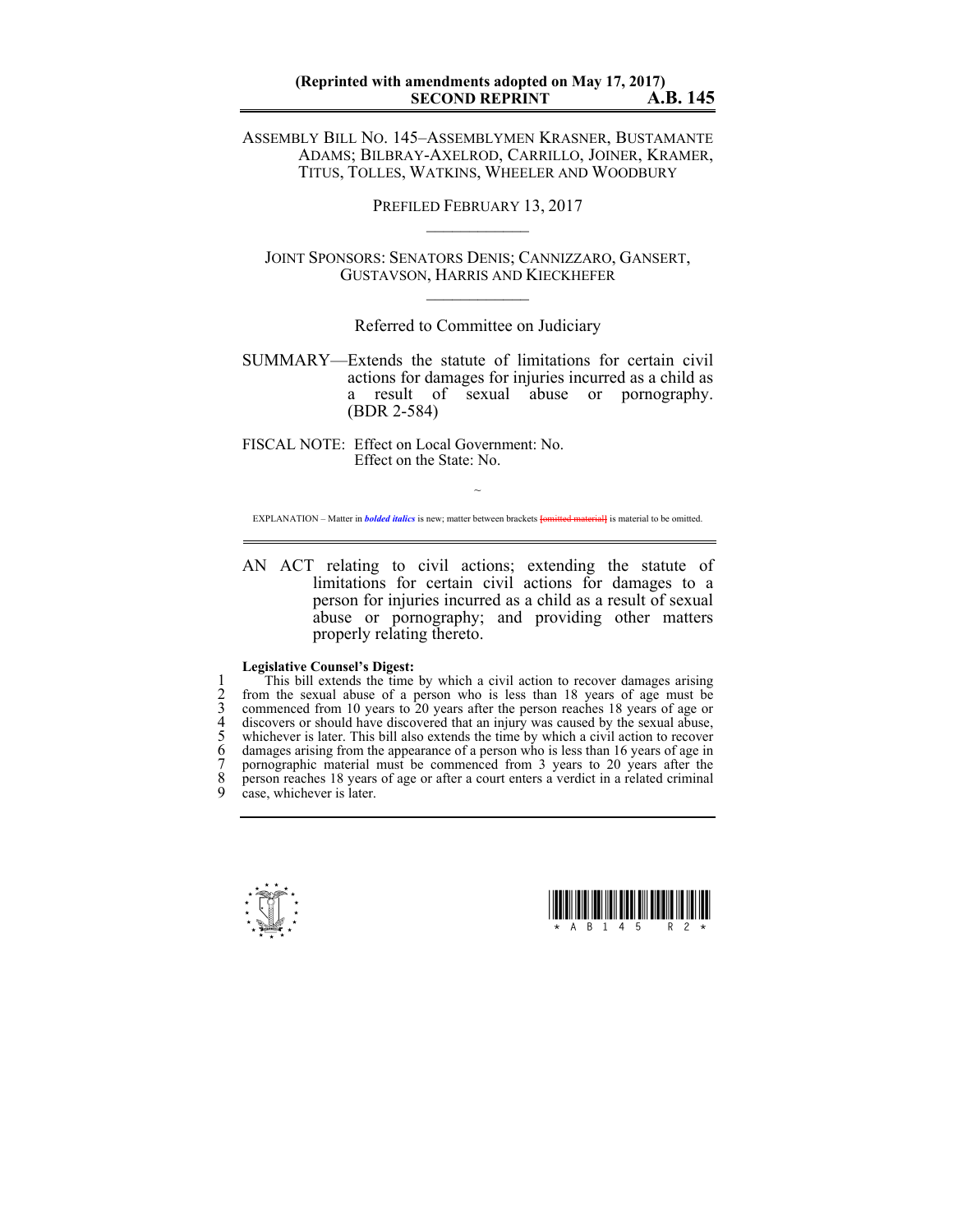**(Reprinted with amendments adopted on May 17, 2017)**
**SECOND REPRINT** **A.B. 145**

ASSEMBLY BILL NO. 145–ASSEMBLYMEN KRASNER, BUSTAMANTE ADAMS; BILBRAY-AXELROD, CARRILLO, JOINER, KRAMER, TITUS, TOLLES, WATKINS, WHEELER AND WOODBURY

PREFILED FEBRUARY 13, 2017

---

JOINT SPONSORS: SENATORS DENIS; CANNIZZARO, GANSERT, GUSTAVSON, HARRIS AND KIECKHEFER

---

Referred to Committee on Judiciary

SUMMARY—Extends the statute of limitations for certain civil actions for damages for injuries incurred as a child as a result of sexual abuse or pornography. (BDR 2-584)

FISCAL NOTE: Effect on Local Government: No.
Effect on the State: No.

~

EXPLANATION – Matter in ***bolded italics*** is new; matter between brackets [~~omitted material~~] is material to be omitted.

---

AN ACT relating to civil actions; extending the statute of limitations for certain civil actions for damages to a person for injuries incurred as a child as a result of sexual abuse or pornography; and providing other matters properly relating thereto.

**Legislative Counsel's Digest:**

1 This bill extends the time by which a civil action to recover damages arising
2 from the sexual abuse of a person who is less than 18 years of age must be
3 commenced from 10 years to 20 years after the person reaches 18 years of age or
4 discovers or should have discovered that an injury was caused by the sexual abuse,
5 whichever is later. This bill also extends the time by which a civil action to recover
6 damages arising from the appearance of a person who is less than 16 years of age in
7 pornographic material must be commenced from 3 years to 20 years after the
8 person reaches 18 years of age or after a court enters a verdict in a related criminal
9 case, whichever is later.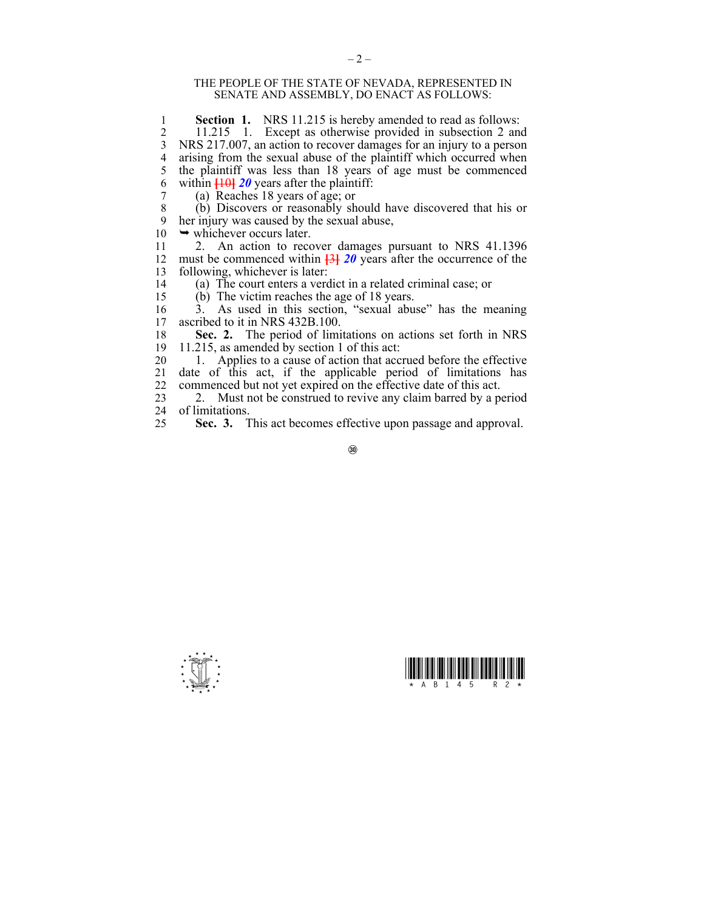THE PEOPLE OF THE STATE OF NEVADA, REPRESENTED IN SENATE AND ASSEMBLY, DO ENACT AS FOLLOWS:

**Section 1.** NRS 11.215 is hereby amended to read as follows:

11.215 1. Except as otherwise provided in subsection 2 and NRS 217.007, an action to recover damages for an injury to a person arising from the sexual abuse of the plaintiff which occurred when the plaintiff was less than 18 years of age must be commenced within [10] ***20*** years after the plaintiff:

(a) Reaches 18 years of age; or

(b) Discovers or reasonably should have discovered that his or her injury was caused by the sexual abuse,

➥ whichever occurs later.

2. An action to recover damages pursuant to NRS 41.1396 must be commenced within [3] ***20*** years after the occurrence of the following, whichever is later:

(a) The court enters a verdict in a related criminal case; or

(b) The victim reaches the age of 18 years.

3. As used in this section, "sexual abuse" has the meaning ascribed to it in NRS 432B.100.

**Sec. 2.** The period of limitations on actions set forth in NRS 11.215, as amended by section 1 of this act:

1. Applies to a cause of action that accrued before the effective date of this act, if the applicable period of limitations has commenced but not yet expired on the effective date of this act.

2. Must not be construed to revive any claim barred by a period of limitations.

**Sec. 3.** This act becomes effective upon passage and approval.

㉚